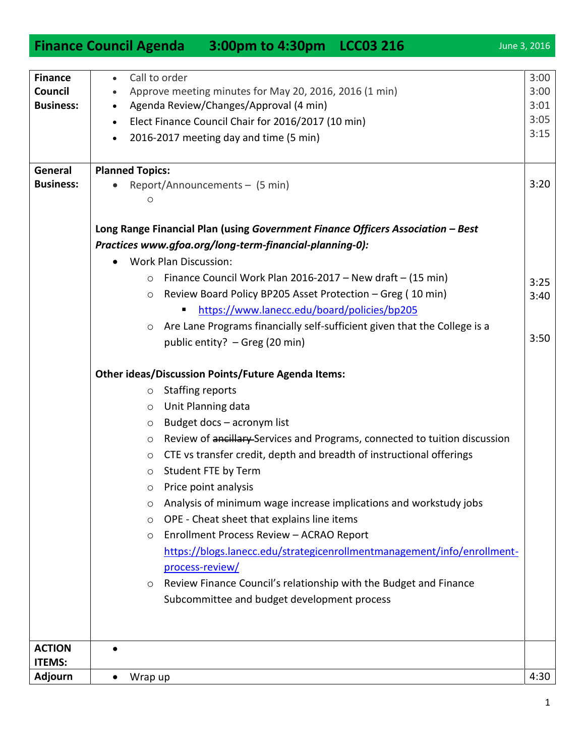# Finance Council Agenda 3:00pm to 4:30pm LCC03 216

June 3, 2016

| | | |
|---|---|---|
| **Finance Council Business:** | • Call to order<br>• Approve meeting minutes for May 20, 2016, 2016 (1 min)<br>• Agenda Review/Changes/Approval (4 min)<br>• Elect Finance Council Chair for 2016/2017 (10 min)<br>• 2016-2017 meeting day and time (5 min) | 3:00<br>3:00<br>3:01<br>3:05<br>3:15 |
| **General Business:** | **Planned Topics:**<br>• Report/Announcements – (5 min)<br>  ○<br><br>**Long Range Financial Plan (using *Government Finance Officers Association – Best Practices www.gfoa.org/long-term-financial-planning-0):***<br>• Work Plan Discussion:<br>  ○ Finance Council Work Plan 2016-2017 – New draft – (15 min)<br>  ○ Review Board Policy BP205 Asset Protection – Greg ( 10 min)<br>    ▪ https://www.lanecc.edu/board/policies/bp205<br>  ○ Are Lane Programs financially self-sufficient given that the College is a public entity? – Greg (20 min)<br><br>**Other ideas/Discussion Points/Future Agenda Items:**<br>  ○ Staffing reports<br>  ○ Unit Planning data<br>  ○ Budget docs – acronym list<br>  ○ Review of ~~ancillary~~ Services and Programs, connected to tuition discussion<br>  ○ CTE vs transfer credit, depth and breadth of instructional offerings<br>  ○ Student FTE by Term<br>  ○ Price point analysis<br>  ○ Analysis of minimum wage increase implications and workstudy jobs<br>  ○ OPE - Cheat sheet that explains line items<br>  ○ Enrollment Process Review – ACRAO Report https://blogs.lanecc.edu/strategicenrollmentmanagement/info/enrollment-process-review/<br>  ○ Review Finance Council's relationship with the Budget and Finance Subcommittee and budget development process | 3:20<br><br><br><br><br>3:25<br>3:40<br><br>3:50 |
| **ACTION ITEMS:** | • | |
| **Adjourn** | • Wrap up | 4:30 |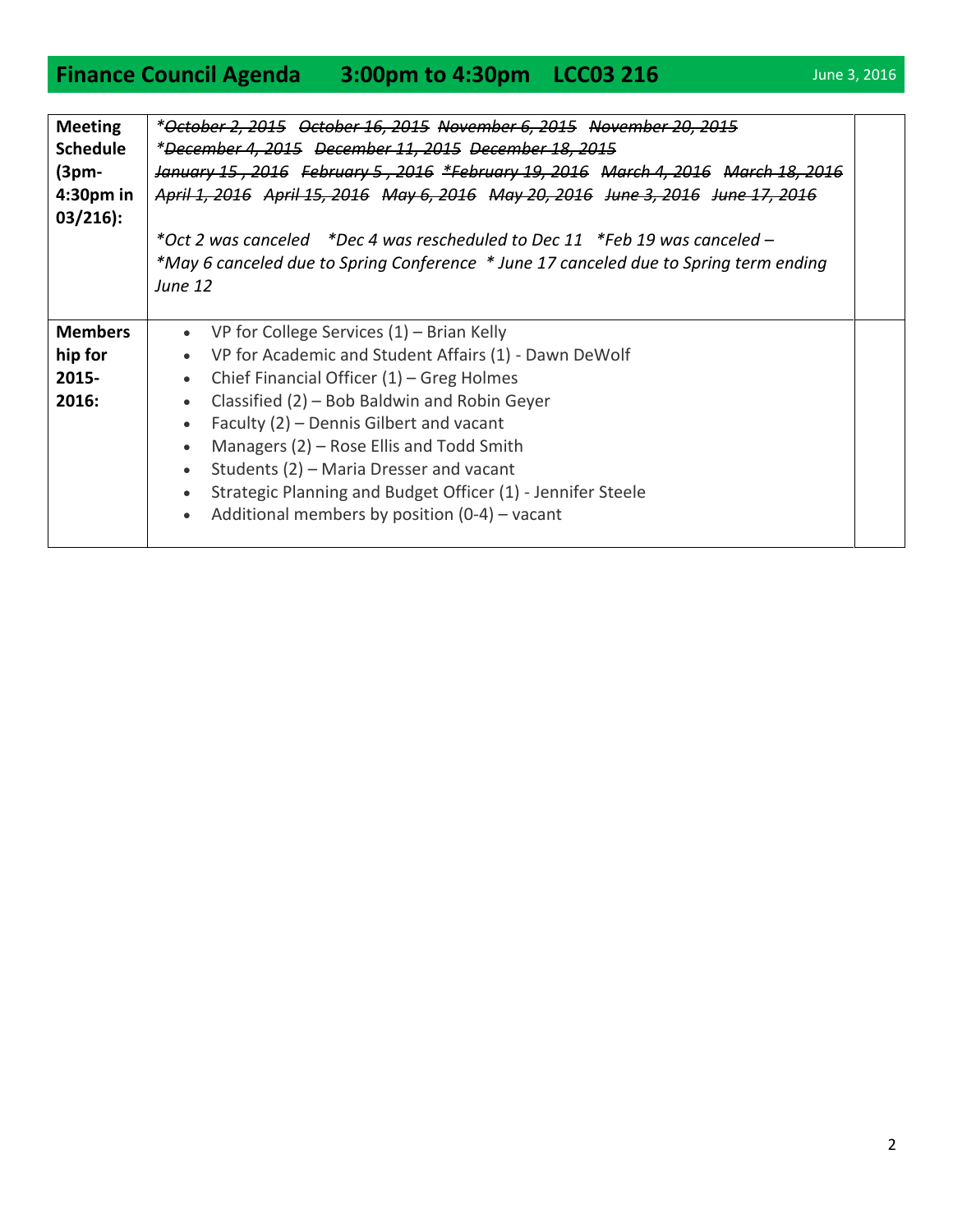## Finance Council Agenda 3:00pm to 4:30pm LCC03 216

June 3, 2016

| | | |
|---|---|---|
| **Meeting Schedule (3pm-4:30pm in 03/216):** | *~~*October 2, 2015~~ ~~October 16, 2015~~ ~~November 6, 2015~~ ~~November 20, 2015~~ ~~*December 4, 2015~~ ~~December 11, 2015~~ ~~December 18, 2015~~ ~~January 15 , 2016~~ ~~February 5 , 2016~~ ~~*February 19, 2016~~ ~~March 4, 2016~~ ~~March 18, 2016~~ ~~April 1, 2016~~ ~~April 15, 2016~~ ~~May 6, 2016~~ ~~May 20, 2016~~ ~~June 3, 2016~~ ~~June 17, 2016~~*<br><br>**Oct 2 was canceled \*Dec 4 was rescheduled to Dec 11 \*Feb 19 was canceled – \*May 6 canceled due to Spring Conference \* June 17 canceled due to Spring term ending June 12* | |
| **Membership for 2015-2016:** | • VP for College Services (1) – Brian Kelly<br>• VP for Academic and Student Affairs (1) - Dawn DeWolf<br>• Chief Financial Officer (1) – Greg Holmes<br>• Classified (2) – Bob Baldwin and Robin Geyer<br>• Faculty (2) – Dennis Gilbert and vacant<br>• Managers (2) – Rose Ellis and Todd Smith<br>• Students (2) – Maria Dresser and vacant<br>• Strategic Planning and Budget Officer (1) - Jennifer Steele<br>• Additional members by position (0-4) – vacant | |